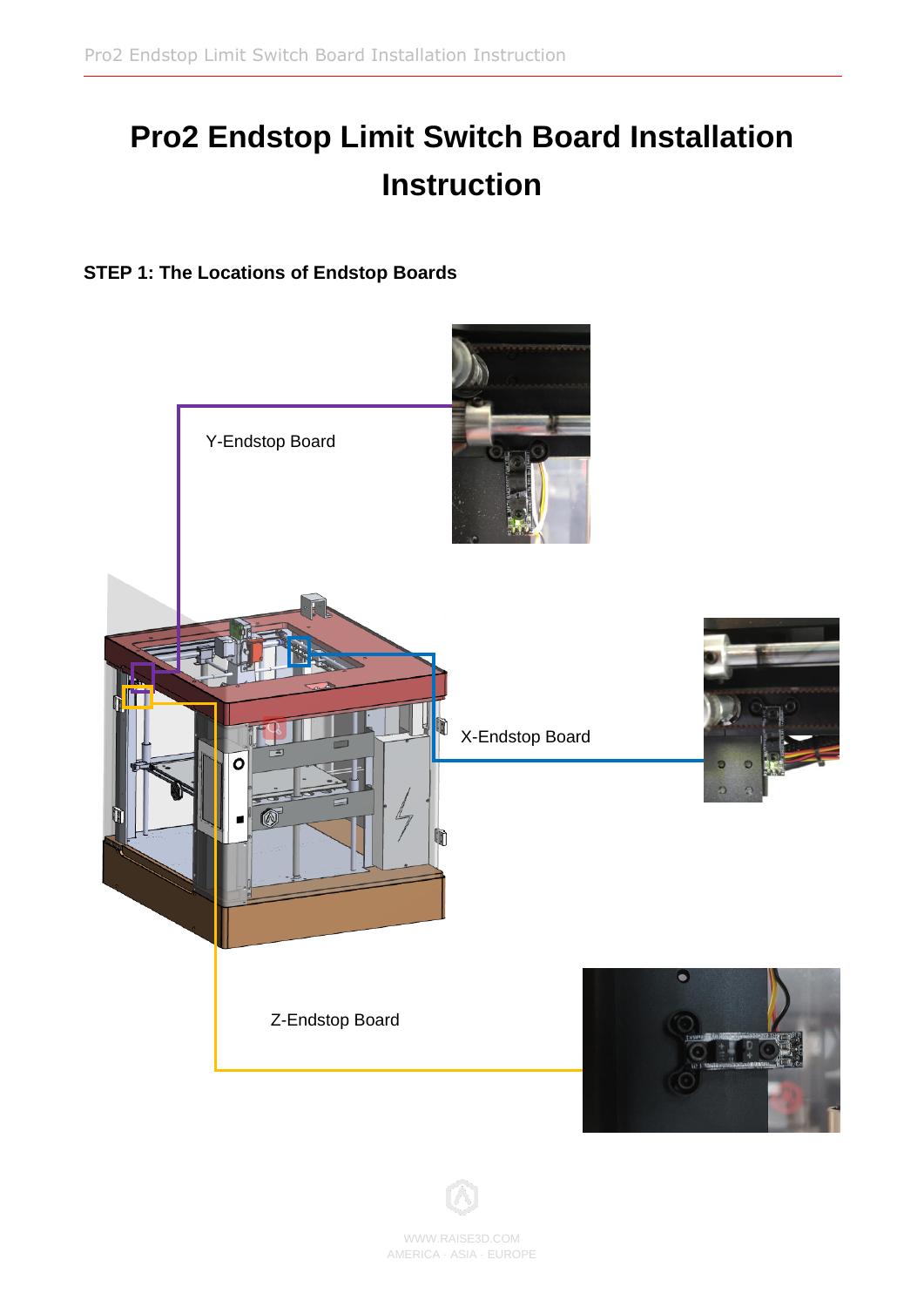# Pro2 Endstop Limit Switch Board Installation Instruction

### STEP 1: The Locations of Endstop Boards

Y-Endstop Board

X-Endstop Board

Z-Endstop Board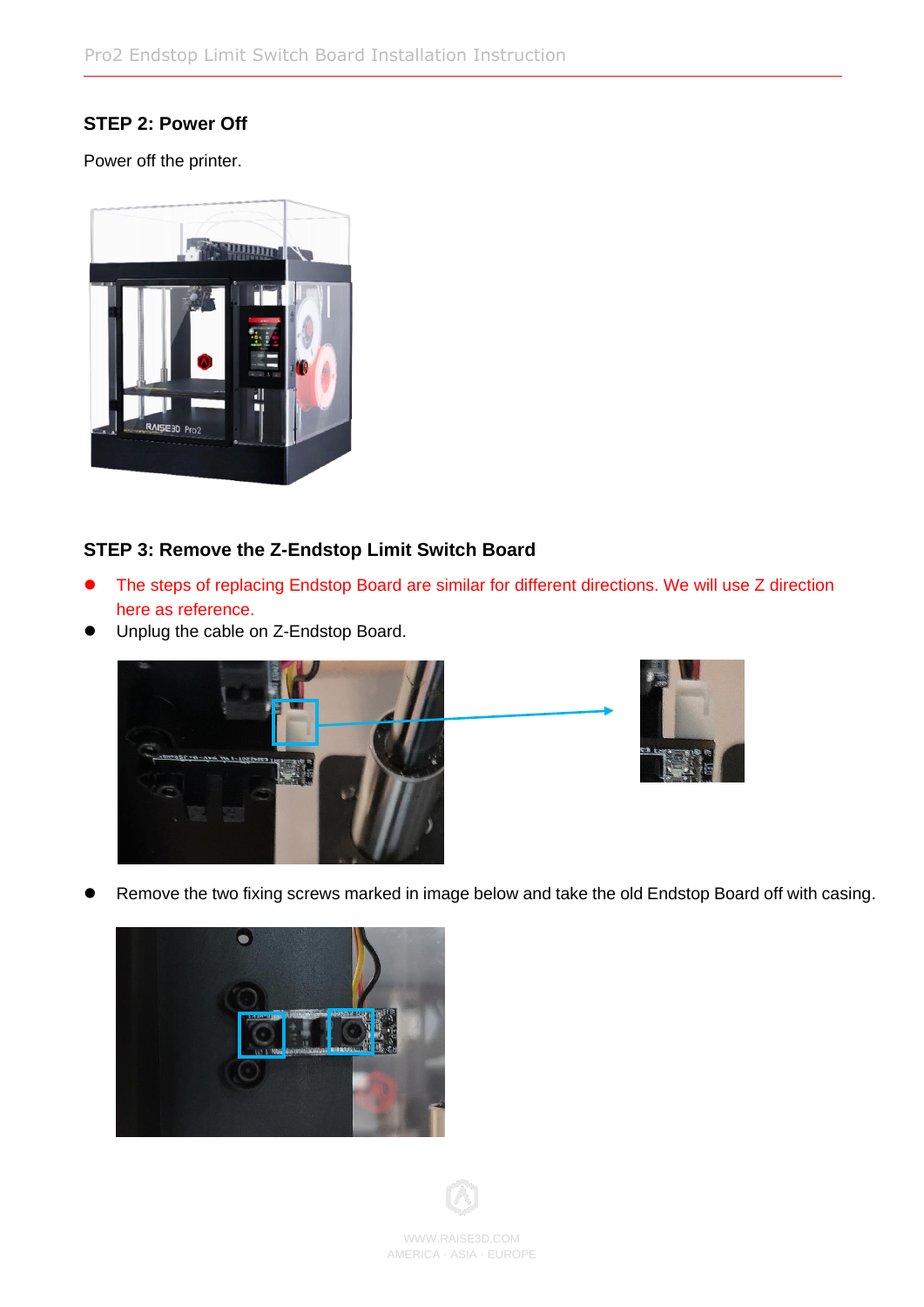### STEP 2: Power Off

Power off the printer.

### STEP 3: Remove the Z-Endstop Limit Switch Board

- The steps of replacing Endstop Board are similar for different directions. We will use Z direction here as reference.
- Unplug the cable on Z-Endstop Board.
- Remove the two fixing screws marked in image below and take the old Endstop Board off with casing.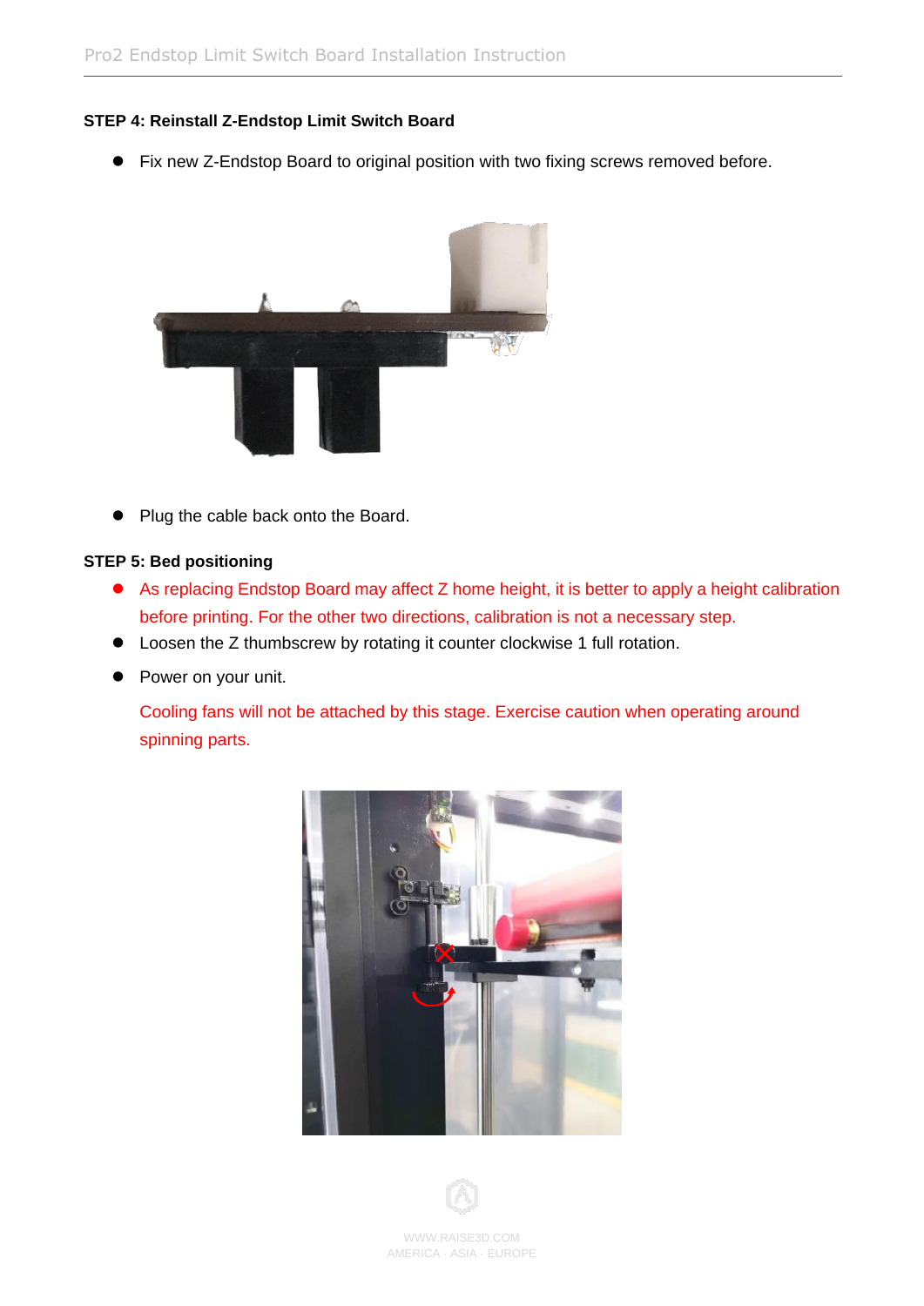**STEP 4: Reinstall Z-Endstop Limit Switch Board**

- Fix new Z-Endstop Board to original position with two fixing screws removed before.

- Plug the cable back onto the Board.

**STEP 5: Bed positioning**

- As replacing Endstop Board may affect Z home height, it is better to apply a height calibration before printing. For the other two directions, calibration is not a necessary step.
- Loosen the Z thumbscrew by rotating it counter clockwise 1 full rotation.
- Power on your unit.

  Cooling fans will not be attached by this stage. Exercise caution when operating around spinning parts.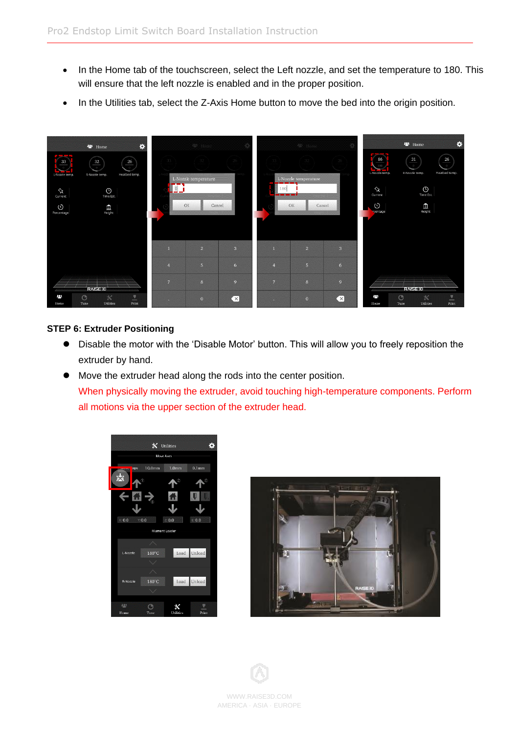- In the Home tab of the touchscreen, select the Left nozzle, and set the temperature to 180. This will ensure that the left nozzle is enabled and in the proper position.
- In the Utilities tab, select the Z-Axis Home button to move the bed into the origin position.

**STEP 6: Extruder Positioning**

- Disable the motor with the 'Disable Motor' button. This will allow you to freely reposition the extruder by hand.
- Move the extruder head along the rods into the center position.
  When physically moving the extruder, avoid touching high-temperature components. Perform all motions via the upper section of the extruder head.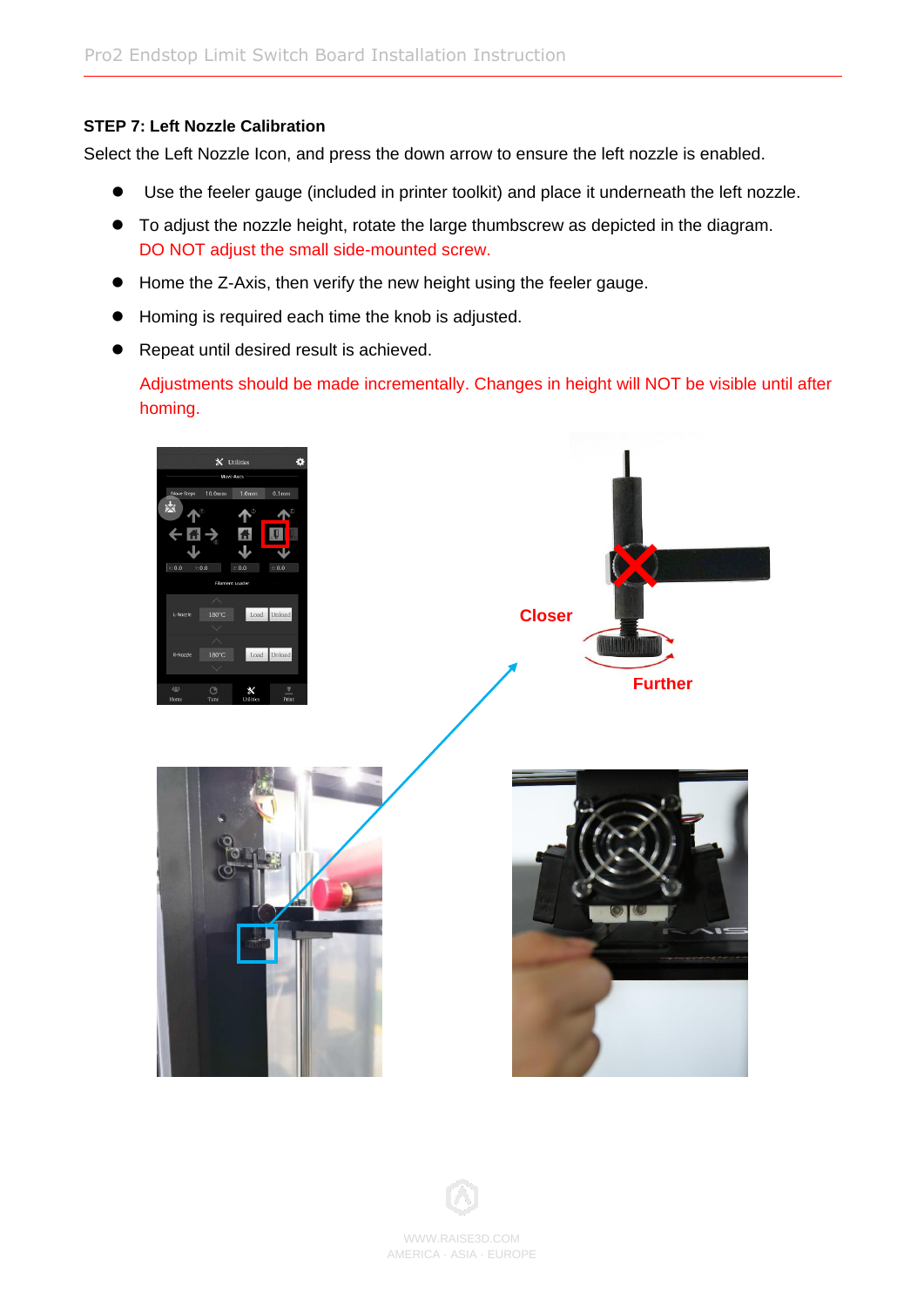**STEP 7: Left Nozzle Calibration**

Select the Left Nozzle Icon, and press the down arrow to ensure the left nozzle is enabled.

- Use the feeler gauge (included in printer toolkit) and place it underneath the left nozzle.
- To adjust the nozzle height, rotate the large thumbscrew as depicted in the diagram. DO NOT adjust the small side-mounted screw.
- Home the Z-Axis, then verify the new height using the feeler gauge.
- Homing is required each time the knob is adjusted.
- Repeat until desired result is achieved.

Adjustments should be made incrementally. Changes in height will NOT be visible until after homing.

Closer

Further